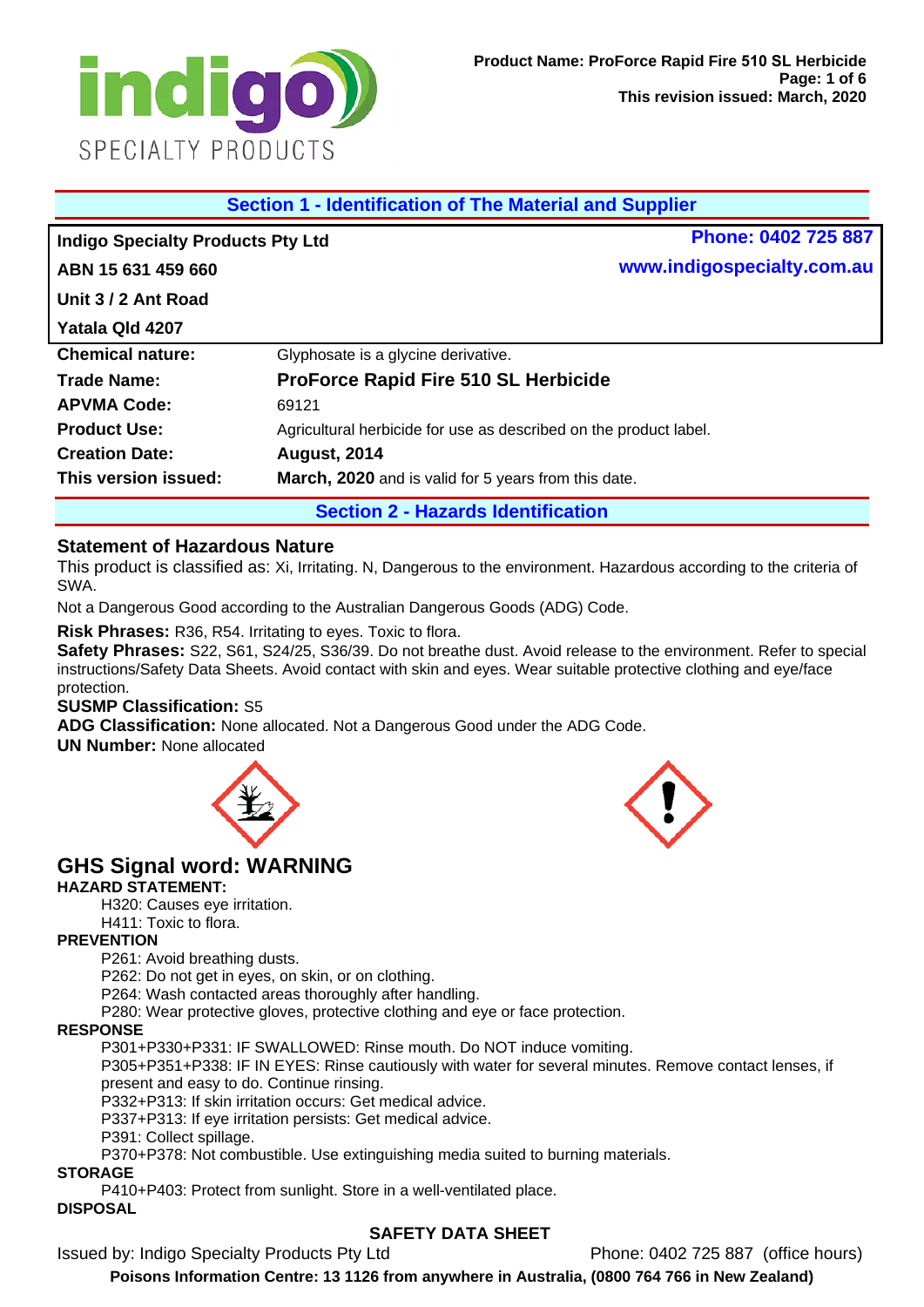## Section 1 - Identification of The Material and Supplier

**Indigo Specialty Products Pty Ltd**
**ABN 15 631 459 660**
**Unit 3 / 2 Ant Road**
**Yatala Qld 4207**

**Phone: 0402 725 887**
**www.indigospecialty.com.au**

| | |
|---|---|
| **Chemical nature:** | Glyphosate is a glycine derivative. |
| **Trade Name:** | **ProForce Rapid Fire 510 SL Herbicide** |
| **APVMA Code:** | 69121 |
| **Product Use:** | Agricultural herbicide for use as described on the product label. |
| **Creation Date:** | **August, 2014** |
| **This version issued:** | **March, 2020** and is valid for 5 years from this date. |

## Section 2 - Hazards Identification

### Statement of Hazardous Nature

This product is classified as: Xi, Irritating. N, Dangerous to the environment. Hazardous according to the criteria of SWA.

Not a Dangerous Good according to the Australian Dangerous Goods (ADG) Code.

**Risk Phrases:** R36, R54. Irritating to eyes. Toxic to flora.
**Safety Phrases:** S22, S61, S24/25, S36/39. Do not breathe dust. Avoid release to the environment. Refer to special instructions/Safety Data Sheets. Avoid contact with skin and eyes. Wear suitable protective clothing and eye/face protection.
**SUSMP Classification:** S5
**ADG Classification:** None allocated. Not a Dangerous Good under the ADG Code.
**UN Number:** None allocated

## GHS Signal word: WARNING

**HAZARD STATEMENT:**

H320: Causes eye irritation.
H411: Toxic to flora.

**PREVENTION**

P261: Avoid breathing dusts.
P262: Do not get in eyes, on skin, or on clothing.
P264: Wash contacted areas thoroughly after handling.
P280: Wear protective gloves, protective clothing and eye or face protection.

**RESPONSE**

P301+P330+P331: IF SWALLOWED: Rinse mouth. Do NOT induce vomiting.
P305+P351+P338: IF IN EYES: Rinse cautiously with water for several minutes. Remove contact lenses, if present and easy to do. Continue rinsing.
P332+P313: If skin irritation occurs: Get medical advice.
P337+P313: If eye irritation persists: Get medical advice.
P391: Collect spillage.
P370+P378: Not combustible. Use extinguishing media suited to burning materials.

**STORAGE**

P410+P403: Protect from sunlight. Store in a well-ventilated place.

**DISPOSAL**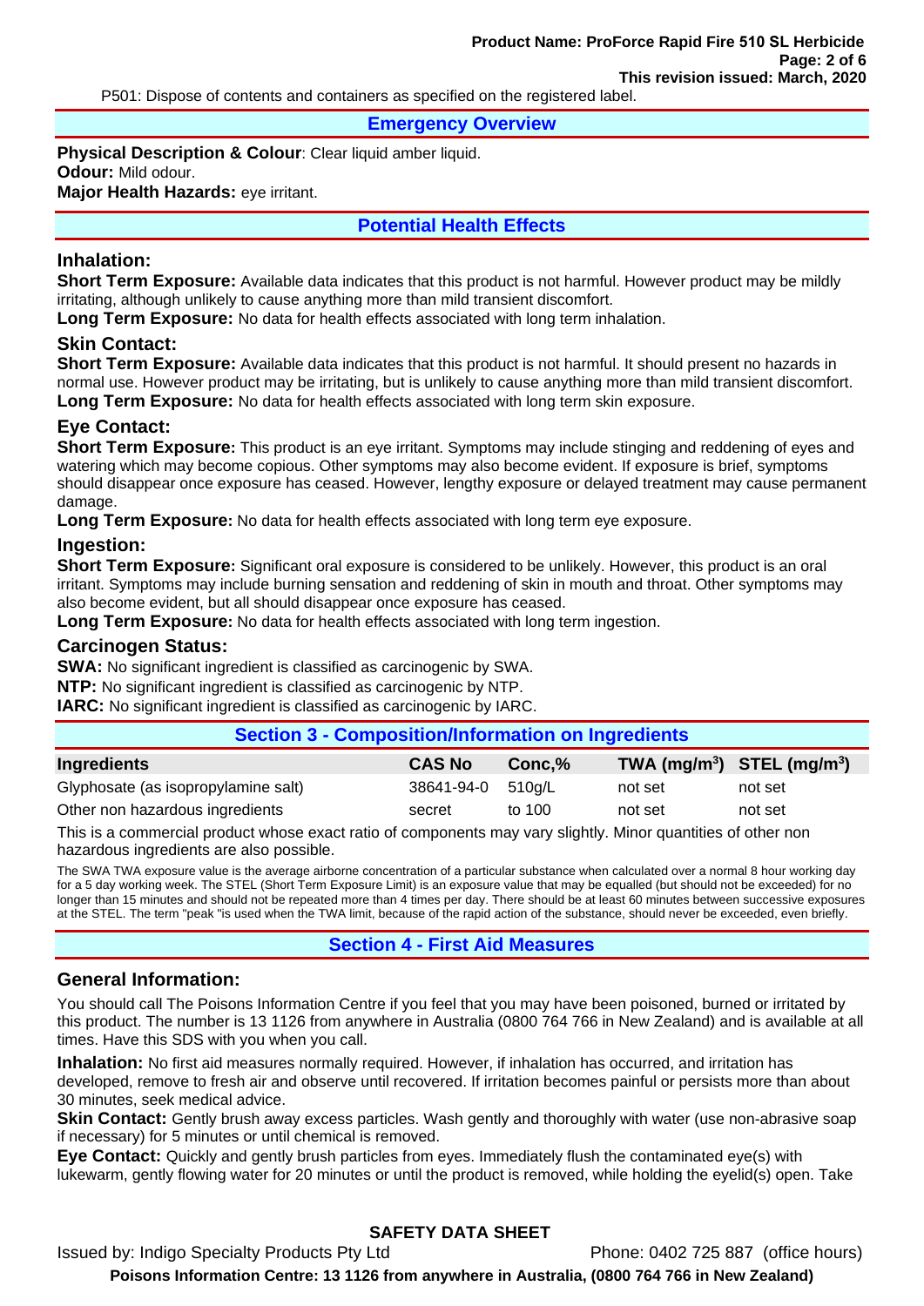P501: Dispose of contents and containers as specified on the registered label.

## Emergency Overview

**Physical Description & Colour**: Clear liquid amber liquid.
**Odour:** Mild odour.
**Major Health Hazards:** eye irritant.

## Potential Health Effects

### Inhalation:

**Short Term Exposure:** Available data indicates that this product is not harmful. However product may be mildly irritating, although unlikely to cause anything more than mild transient discomfort.
**Long Term Exposure:** No data for health effects associated with long term inhalation.

### Skin Contact:

**Short Term Exposure:** Available data indicates that this product is not harmful. It should present no hazards in normal use. However product may be irritating, but is unlikely to cause anything more than mild transient discomfort.
**Long Term Exposure:** No data for health effects associated with long term skin exposure.

### Eye Contact:

**Short Term Exposure:** This product is an eye irritant. Symptoms may include stinging and reddening of eyes and watering which may become copious. Other symptoms may also become evident. If exposure is brief, symptoms should disappear once exposure has ceased. However, lengthy exposure or delayed treatment may cause permanent damage.
**Long Term Exposure:** No data for health effects associated with long term eye exposure.

### Ingestion:

**Short Term Exposure:** Significant oral exposure is considered to be unlikely. However, this product is an oral irritant. Symptoms may include burning sensation and reddening of skin in mouth and throat. Other symptoms may also become evident, but all should disappear once exposure has ceased.
**Long Term Exposure:** No data for health effects associated with long term ingestion.

### Carcinogen Status:

**SWA:** No significant ingredient is classified as carcinogenic by SWA.
**NTP:** No significant ingredient is classified as carcinogenic by NTP.
**IARC:** No significant ingredient is classified as carcinogenic by IARC.

## Section 3 - Composition/Information on Ingredients

| Ingredients | CAS No | Conc,% | TWA (mg/m$^3$) | STEL (mg/m$^3$) |
|---|---|---|---|---|
| Glyphosate (as isopropylamine salt) | 38641-94-0 | 510g/L | not set | not set |
| Other non hazardous ingredients | secret | to 100 | not set | not set |

This is a commercial product whose exact ratio of components may vary slightly. Minor quantities of other non hazardous ingredients are also possible.

The SWA TWA exposure value is the average airborne concentration of a particular substance when calculated over a normal 8 hour working day for a 5 day working week. The STEL (Short Term Exposure Limit) is an exposure value that may be equalled (but should not be exceeded) for no longer than 15 minutes and should not be repeated more than 4 times per day. There should be at least 60 minutes between successive exposures at the STEL. The term "peak "is used when the TWA limit, because of the rapid action of the substance, should never be exceeded, even briefly.

## Section 4 - First Aid Measures

### General Information:

You should call The Poisons Information Centre if you feel that you may have been poisoned, burned or irritated by this product. The number is 13 1126 from anywhere in Australia (0800 764 766 in New Zealand) and is available at all times. Have this SDS with you when you call.

**Inhalation:** No first aid measures normally required. However, if inhalation has occurred, and irritation has developed, remove to fresh air and observe until recovered. If irritation becomes painful or persists more than about 30 minutes, seek medical advice.

**Skin Contact:** Gently brush away excess particles. Wash gently and thoroughly with water (use non-abrasive soap if necessary) for 5 minutes or until chemical is removed.

**Eye Contact:** Quickly and gently brush particles from eyes. Immediately flush the contaminated eye(s) with lukewarm, gently flowing water for 20 minutes or until the product is removed, while holding the eyelid(s) open. Take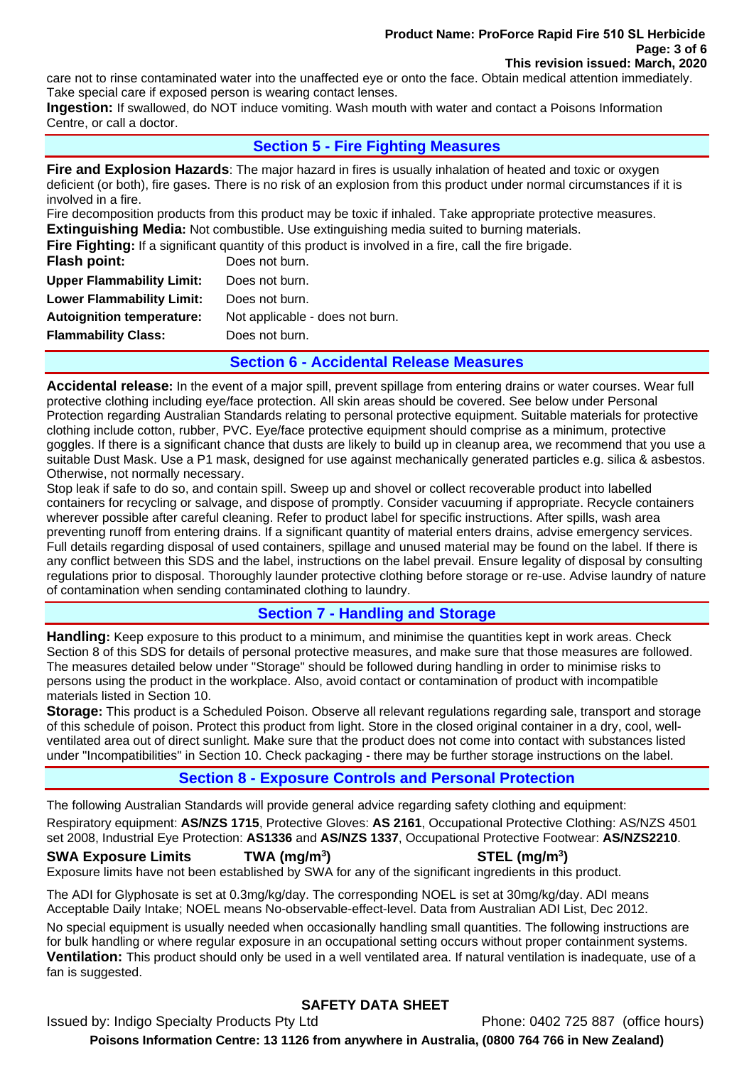care not to rinse contaminated water into the unaffected eye or onto the face. Obtain medical attention immediately. Take special care if exposed person is wearing contact lenses.

**Ingestion:** If swallowed, do NOT induce vomiting. Wash mouth with water and contact a Poisons Information Centre, or call a doctor.

## Section 5 - Fire Fighting Measures

**Fire and Explosion Hazards**: The major hazard in fires is usually inhalation of heated and toxic or oxygen deficient (or both), fire gases. There is no risk of an explosion from this product under normal circumstances if it is involved in a fire.

Fire decomposition products from this product may be toxic if inhaled. Take appropriate protective measures.

**Extinguishing Media:** Not combustible. Use extinguishing media suited to burning materials.

**Fire Fighting:** If a significant quantity of this product is involved in a fire, call the fire brigade.

| | |
|---|---|
| **Flash point:** | Does not burn. |
| **Upper Flammability Limit:** | Does not burn. |
| **Lower Flammability Limit:** | Does not burn. |
| **Autoignition temperature:** | Not applicable - does not burn. |
| **Flammability Class:** | Does not burn. |

## Section 6 - Accidental Release Measures

**Accidental release:** In the event of a major spill, prevent spillage from entering drains or water courses. Wear full protective clothing including eye/face protection. All skin areas should be covered. See below under Personal Protection regarding Australian Standards relating to personal protective equipment. Suitable materials for protective clothing include cotton, rubber, PVC. Eye/face protective equipment should comprise as a minimum, protective goggles. If there is a significant chance that dusts are likely to build up in cleanup area, we recommend that you use a suitable Dust Mask. Use a P1 mask, designed for use against mechanically generated particles e.g. silica & asbestos. Otherwise, not normally necessary.

Stop leak if safe to do so, and contain spill. Sweep up and shovel or collect recoverable product into labelled containers for recycling or salvage, and dispose of promptly. Consider vacuuming if appropriate. Recycle containers wherever possible after careful cleaning. Refer to product label for specific instructions. After spills, wash area preventing runoff from entering drains. If a significant quantity of material enters drains, advise emergency services. Full details regarding disposal of used containers, spillage and unused material may be found on the label. If there is any conflict between this SDS and the label, instructions on the label prevail. Ensure legality of disposal by consulting regulations prior to disposal. Thoroughly launder protective clothing before storage or re-use. Advise laundry of nature of contamination when sending contaminated clothing to laundry.

## Section 7 - Handling and Storage

**Handling:** Keep exposure to this product to a minimum, and minimise the quantities kept in work areas. Check Section 8 of this SDS for details of personal protective measures, and make sure that those measures are followed. The measures detailed below under "Storage" should be followed during handling in order to minimise risks to persons using the product in the workplace. Also, avoid contact or contamination of product with incompatible materials listed in Section 10.

**Storage:** This product is a Scheduled Poison. Observe all relevant regulations regarding sale, transport and storage of this schedule of poison. Protect this product from light. Store in the closed original container in a dry, cool, well-ventilated area out of direct sunlight. Make sure that the product does not come into contact with substances listed under "Incompatibilities" in Section 10. Check packaging - there may be further storage instructions on the label.

## Section 8 - Exposure Controls and Personal Protection

The following Australian Standards will provide general advice regarding safety clothing and equipment:

Respiratory equipment: **AS/NZS 1715**, Protective Gloves: **AS 2161**, Occupational Protective Clothing: AS/NZS 4501 set 2008, Industrial Eye Protection: **AS1336** and **AS/NZS 1337**, Occupational Protective Footwear: **AS/NZS2210**.

| **SWA Exposure Limits** | **TWA (mg/m$^3$)** | **STEL (mg/m$^3$)** |
|---|---|---|

Exposure limits have not been established by SWA for any of the significant ingredients in this product.

The ADI for Glyphosate is set at 0.3mg/kg/day. The corresponding NOEL is set at 30mg/kg/day. ADI means Acceptable Daily Intake; NOEL means No-observable-effect-level. Data from Australian ADI List, Dec 2012.

No special equipment is usually needed when occasionally handling small quantities. The following instructions are for bulk handling or where regular exposure in an occupational setting occurs without proper containment systems.

**Ventilation:** This product should only be used in a well ventilated area. If natural ventilation is inadequate, use of a fan is suggested.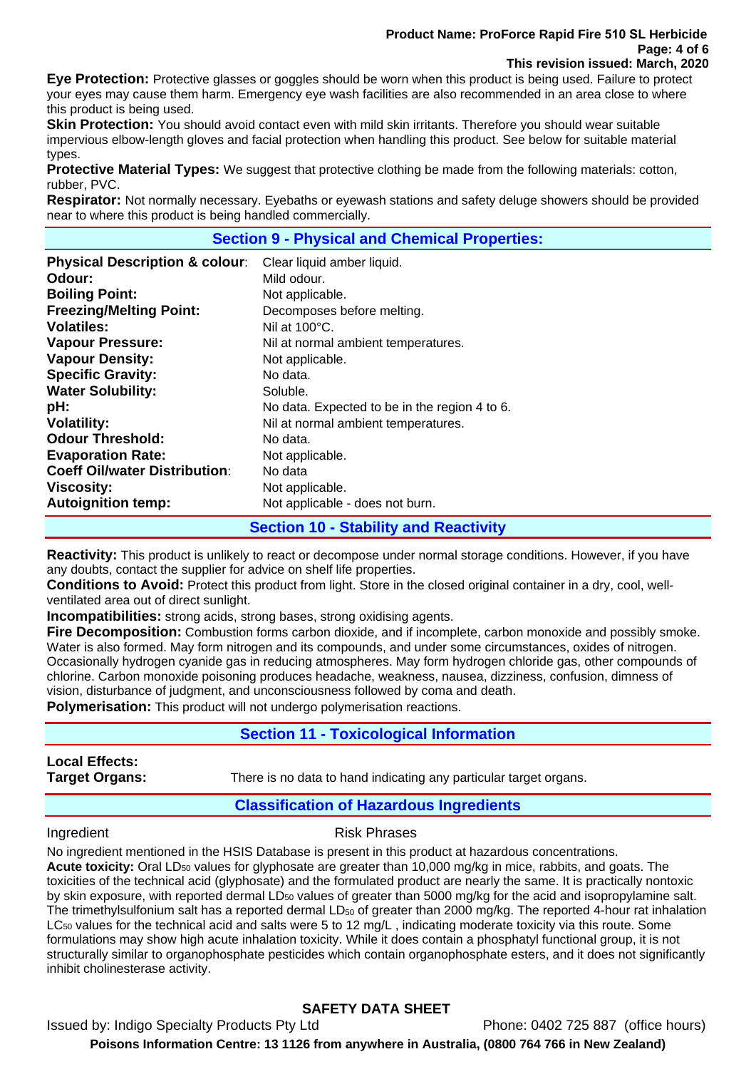**Eye Protection:** Protective glasses or goggles should be worn when this product is being used. Failure to protect your eyes may cause them harm. Emergency eye wash facilities are also recommended in an area close to where this product is being used.

**Skin Protection:** You should avoid contact even with mild skin irritants. Therefore you should wear suitable impervious elbow-length gloves and facial protection when handling this product. See below for suitable material types.

**Protective Material Types:** We suggest that protective clothing be made from the following materials: cotton, rubber, PVC.

**Respirator:** Not normally necessary. Eyebaths or eyewash stations and safety deluge showers should be provided near to where this product is being handled commercially.

## Section 9 - Physical and Chemical Properties:

| | |
|---|---|
| **Physical Description & colour**: | Clear liquid amber liquid. |
| **Odour:** | Mild odour. |
| **Boiling Point:** | Not applicable. |
| **Freezing/Melting Point:** | Decomposes before melting. |
| **Volatiles:** | Nil at 100°C. |
| **Vapour Pressure:** | Nil at normal ambient temperatures. |
| **Vapour Density:** | Not applicable. |
| **Specific Gravity:** | No data. |
| **Water Solubility:** | Soluble. |
| **pH:** | No data. Expected to be in the region 4 to 6. |
| **Volatility:** | Nil at normal ambient temperatures. |
| **Odour Threshold:** | No data. |
| **Evaporation Rate:** | Not applicable. |
| **Coeff Oil/water Distribution**: | No data |
| **Viscosity:** | Not applicable. |
| **Autoignition temp:** | Not applicable - does not burn. |

## Section 10 - Stability and Reactivity

**Reactivity:** This product is unlikely to react or decompose under normal storage conditions. However, if you have any doubts, contact the supplier for advice on shelf life properties.

**Conditions to Avoid:** Protect this product from light. Store in the closed original container in a dry, cool, well-ventilated area out of direct sunlight.

**Incompatibilities:** strong acids, strong bases, strong oxidising agents.

**Fire Decomposition:** Combustion forms carbon dioxide, and if incomplete, carbon monoxide and possibly smoke. Water is also formed. May form nitrogen and its compounds, and under some circumstances, oxides of nitrogen. Occasionally hydrogen cyanide gas in reducing atmospheres. May form hydrogen chloride gas, other compounds of chlorine. Carbon monoxide poisoning produces headache, weakness, nausea, dizziness, confusion, dimness of vision, disturbance of judgment, and unconsciousness followed by coma and death.

**Polymerisation:** This product will not undergo polymerisation reactions.

## Section 11 - Toxicological Information

**Local Effects:**

**Target Organs:** There is no data to hand indicating any particular target organs.

## Classification of Hazardous Ingredients

| Ingredient | Risk Phrases |
|---|---|

No ingredient mentioned in the HSIS Database is present in this product at hazardous concentrations.

**Acute toxicity:** Oral $LD_{50}$ values for glyphosate are greater than 10,000 mg/kg in mice, rabbits, and goats. The toxicities of the technical acid (glyphosate) and the formulated product are nearly the same. It is practically nontoxic by skin exposure, with reported dermal $LD_{50}$ values of greater than 5000 mg/kg for the acid and isopropylamine salt. The trimethylsulfonium salt has a reported dermal $LD_{50}$ of greater than 2000 mg/kg. The reported 4-hour rat inhalation $LC_{50}$ values for the technical acid and salts were 5 to 12 mg/L , indicating moderate toxicity via this route. Some formulations may show high acute inhalation toxicity. While it does contain a phosphatyl functional group, it is not structurally similar to organophosphate pesticides which contain organophosphate esters, and it does not significantly inhibit cholinesterase activity.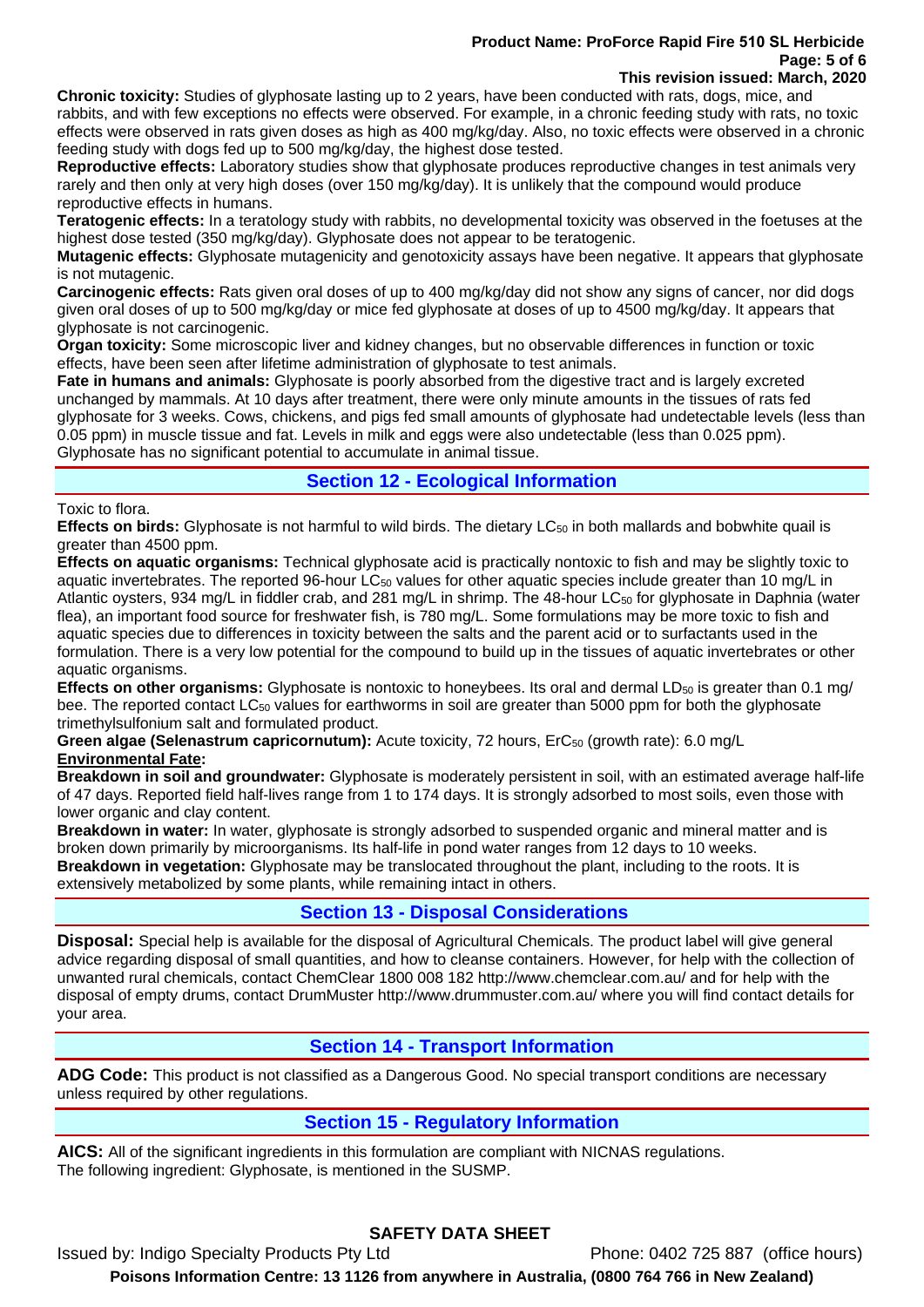**Chronic toxicity:** Studies of glyphosate lasting up to 2 years, have been conducted with rats, dogs, mice, and rabbits, and with few exceptions no effects were observed. For example, in a chronic feeding study with rats, no toxic effects were observed in rats given doses as high as 400 mg/kg/day. Also, no toxic effects were observed in a chronic feeding study with dogs fed up to 500 mg/kg/day, the highest dose tested.

**Reproductive effects:** Laboratory studies show that glyphosate produces reproductive changes in test animals very rarely and then only at very high doses (over 150 mg/kg/day). It is unlikely that the compound would produce reproductive effects in humans.

**Teratogenic effects:** In a teratology study with rabbits, no developmental toxicity was observed in the foetuses at the highest dose tested (350 mg/kg/day). Glyphosate does not appear to be teratogenic.

**Mutagenic effects:** Glyphosate mutagenicity and genotoxicity assays have been negative. It appears that glyphosate is not mutagenic.

**Carcinogenic effects:** Rats given oral doses of up to 400 mg/kg/day did not show any signs of cancer, nor did dogs given oral doses of up to 500 mg/kg/day or mice fed glyphosate at doses of up to 4500 mg/kg/day. It appears that glyphosate is not carcinogenic.

**Organ toxicity:** Some microscopic liver and kidney changes, but no observable differences in function or toxic effects, have been seen after lifetime administration of glyphosate to test animals.

**Fate in humans and animals:** Glyphosate is poorly absorbed from the digestive tract and is largely excreted unchanged by mammals. At 10 days after treatment, there were only minute amounts in the tissues of rats fed glyphosate for 3 weeks. Cows, chickens, and pigs fed small amounts of glyphosate had undetectable levels (less than 0.05 ppm) in muscle tissue and fat. Levels in milk and eggs were also undetectable (less than 0.025 ppm). Glyphosate has no significant potential to accumulate in animal tissue.

## Section 12 - Ecological Information

Toxic to flora.

**Effects on birds:** Glyphosate is not harmful to wild birds. The dietary $LC_{50}$ in both mallards and bobwhite quail is greater than 4500 ppm.

**Effects on aquatic organisms:** Technical glyphosate acid is practically nontoxic to fish and may be slightly toxic to aquatic invertebrates. The reported 96-hour $LC_{50}$ values for other aquatic species include greater than 10 mg/L in Atlantic oysters, 934 mg/L in fiddler crab, and 281 mg/L in shrimp. The 48-hour $LC_{50}$ for glyphosate in Daphnia (water flea), an important food source for freshwater fish, is 780 mg/L. Some formulations may be more toxic to fish and aquatic species due to differences in toxicity between the salts and the parent acid or to surfactants used in the formulation. There is a very low potential for the compound to build up in the tissues of aquatic invertebrates or other aquatic organisms.

**Effects on other organisms:** Glyphosate is nontoxic to honeybees. Its oral and dermal $LD_{50}$ is greater than 0.1 mg/ bee. The reported contact $LC_{50}$ values for earthworms in soil are greater than 5000 ppm for both the glyphosate trimethylsulfonium salt and formulated product.

**Green algae (Selenastrum capricornutum):** Acute toxicity, 72 hours, $ErC_{50}$ (growth rate): 6.0 mg/L

**Environmental Fate:**

**Breakdown in soil and groundwater:** Glyphosate is moderately persistent in soil, with an estimated average half-life of 47 days. Reported field half-lives range from 1 to 174 days. It is strongly adsorbed to most soils, even those with lower organic and clay content.

**Breakdown in water:** In water, glyphosate is strongly adsorbed to suspended organic and mineral matter and is broken down primarily by microorganisms. Its half-life in pond water ranges from 12 days to 10 weeks.

**Breakdown in vegetation:** Glyphosate may be translocated throughout the plant, including to the roots. It is extensively metabolized by some plants, while remaining intact in others.

## Section 13 - Disposal Considerations

**Disposal:** Special help is available for the disposal of Agricultural Chemicals. The product label will give general advice regarding disposal of small quantities, and how to cleanse containers. However, for help with the collection of unwanted rural chemicals, contact ChemClear 1800 008 182 http://www.chemclear.com.au/ and for help with the disposal of empty drums, contact DrumMuster http://www.drummuster.com.au/ where you will find contact details for your area.

## Section 14 - Transport Information

**ADG Code:** This product is not classified as a Dangerous Good. No special transport conditions are necessary unless required by other regulations.

## Section 15 - Regulatory Information

**AICS:** All of the significant ingredients in this formulation are compliant with NICNAS regulations.
The following ingredient: Glyphosate, is mentioned in the SUSMP.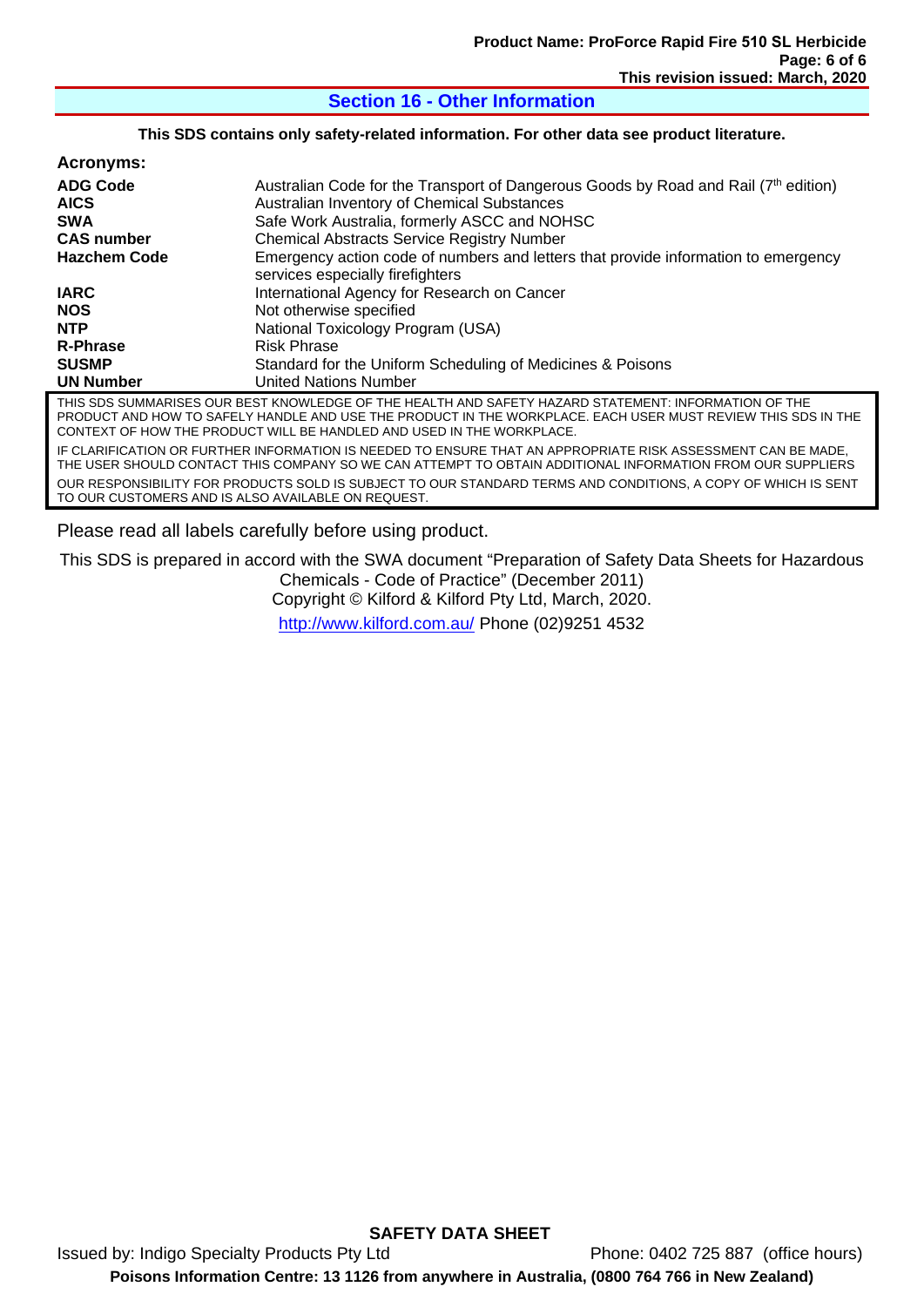## Section 16 - Other Information

**This SDS contains only safety-related information. For other data see product literature.**

**Acronyms:**

| | |
|---|---|
| **ADG Code** | Australian Code for the Transport of Dangerous Goods by Road and Rail (7th edition) |
| **AICS** | Australian Inventory of Chemical Substances |
| **SWA** | Safe Work Australia, formerly ASCC and NOHSC |
| **CAS number** | Chemical Abstracts Service Registry Number |
| **Hazchem Code** | Emergency action code of numbers and letters that provide information to emergency services especially firefighters |
| **IARC** | International Agency for Research on Cancer |
| **NOS** | Not otherwise specified |
| **NTP** | National Toxicology Program (USA) |
| **R-Phrase** | Risk Phrase |
| **SUSMP** | Standard for the Uniform Scheduling of Medicines & Poisons |
| **UN Number** | United Nations Number |

THIS SDS SUMMARISES OUR BEST KNOWLEDGE OF THE HEALTH AND SAFETY HAZARD STATEMENT: INFORMATION OF THE PRODUCT AND HOW TO SAFELY HANDLE AND USE THE PRODUCT IN THE WORKPLACE. EACH USER MUST REVIEW THIS SDS IN THE CONTEXT OF HOW THE PRODUCT WILL BE HANDLED AND USED IN THE WORKPLACE.

IF CLARIFICATION OR FURTHER INFORMATION IS NEEDED TO ENSURE THAT AN APPROPRIATE RISK ASSESSMENT CAN BE MADE, THE USER SHOULD CONTACT THIS COMPANY SO WE CAN ATTEMPT TO OBTAIN ADDITIONAL INFORMATION FROM OUR SUPPLIERS

OUR RESPONSIBILITY FOR PRODUCTS SOLD IS SUBJECT TO OUR STANDARD TERMS AND CONDITIONS, A COPY OF WHICH IS SENT TO OUR CUSTOMERS AND IS ALSO AVAILABLE ON REQUEST.

Please read all labels carefully before using product.

This SDS is prepared in accord with the SWA document "Preparation of Safety Data Sheets for Hazardous Chemicals - Code of Practice" (December 2011)
Copyright © Kilford & Kilford Pty Ltd, March, 2020.
http://www.kilford.com.au/ Phone (02)9251 4532